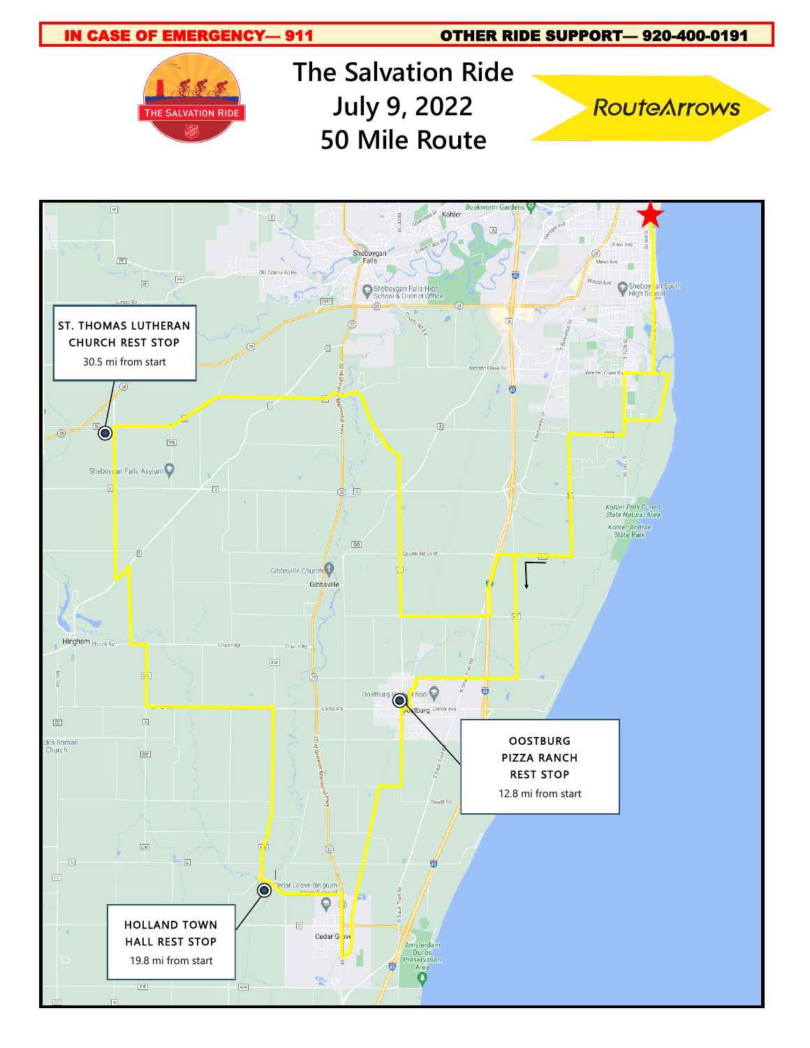**IN CASE OF EMERGENCY— 911** | **OTHER RIDE SUPPORT— 920-400-0191**

# The Salvation Ride
# July 9, 2022
# 50 Mile Route

RouteArrows

**ST. THOMAS LUTHERAN CHURCH REST STOP**
30.5 mi from start

**OOSTBURG PIZZA RANCH REST STOP**
12.8 mi from start

**HOLLAND TOWN HALL REST STOP**
19.8 mi from start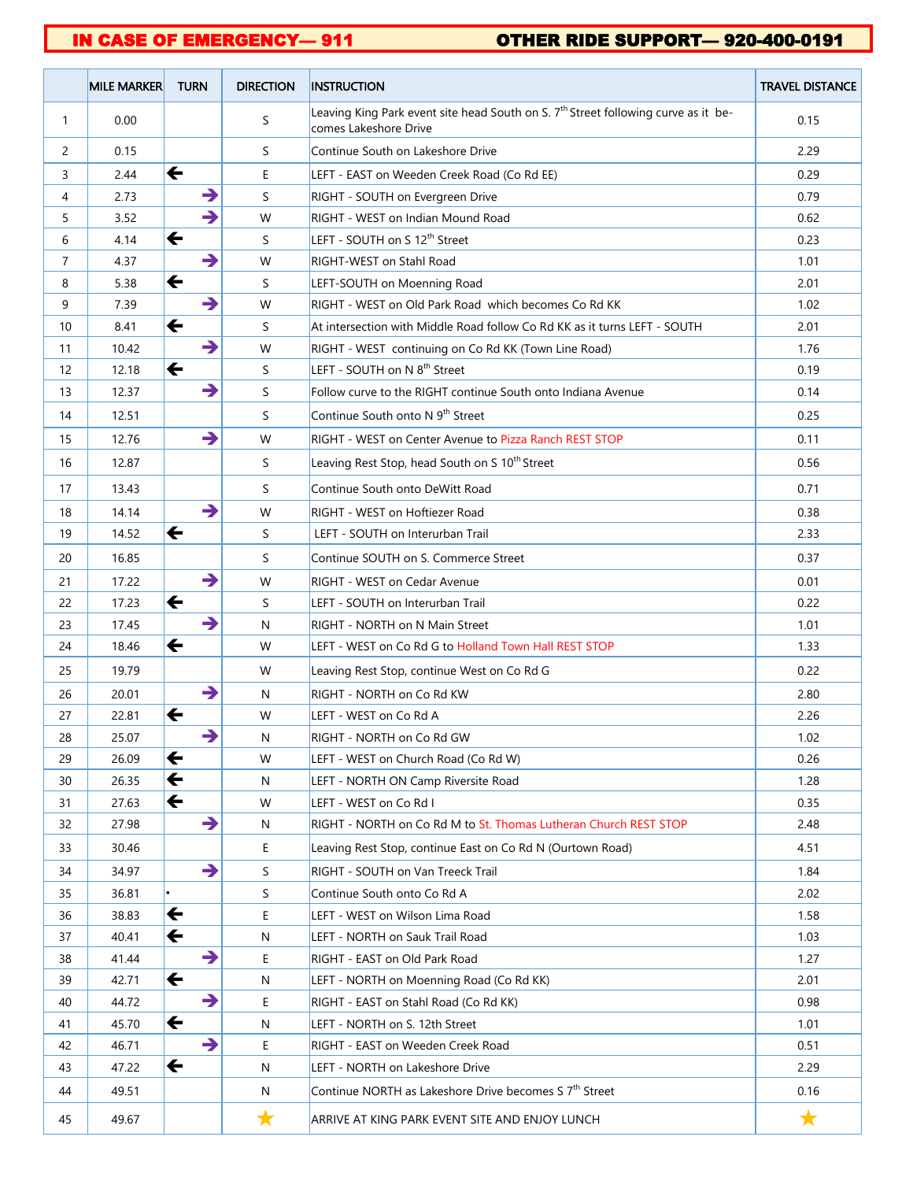**IN CASE OF EMERGENCY— 911** **OTHER RIDE SUPPORT— 920-400-0191**

| | MILE MARKER | TURN | DIRECTION | INSTRUCTION | TRAVEL DISTANCE |
|---|---|---|---|---|---|
| 1 | 0.00 | | S | Leaving King Park event site head South on S. 7th Street following curve as it becomes Lakeshore Drive | 0.15 |
| 2 | 0.15 | | S | Continue South on Lakeshore Drive | 2.29 |
| 3 | 2.44 | ← | E | LEFT - EAST on Weeden Creek Road (Co Rd EE) | 0.29 |
| 4 | 2.73 | → | S | RIGHT - SOUTH on Evergreen Drive | 0.79 |
| 5 | 3.52 | → | W | RIGHT - WEST on Indian Mound Road | 0.62 |
| 6 | 4.14 | ← | S | LEFT - SOUTH on S 12th Street | 0.23 |
| 7 | 4.37 | → | W | RIGHT-WEST on Stahl Road | 1.01 |
| 8 | 5.38 | ← | S | LEFT-SOUTH on Moenning Road | 2.01 |
| 9 | 7.39 | → | W | RIGHT - WEST on Old Park Road which becomes Co Rd KK | 1.02 |
| 10 | 8.41 | ← | S | At intersection with Middle Road follow Co Rd KK as it turns LEFT - SOUTH | 2.01 |
| 11 | 10.42 | → | W | RIGHT - WEST continuing on Co Rd KK (Town Line Road) | 1.76 |
| 12 | 12.18 | ← | S | LEFT - SOUTH on N 8th Street | 0.19 |
| 13 | 12.37 | → | S | Follow curve to the RIGHT continue South onto Indiana Avenue | 0.14 |
| 14 | 12.51 | | S | Continue South onto N 9th Street | 0.25 |
| 15 | 12.76 | → | W | RIGHT - WEST on Center Avenue to Pizza Ranch REST STOP | 0.11 |
| 16 | 12.87 | | S | Leaving Rest Stop, head South on S 10th Street | 0.56 |
| 17 | 13.43 | | S | Continue South onto DeWitt Road | 0.71 |
| 18 | 14.14 | → | W | RIGHT - WEST on Hoftiezer Road | 0.38 |
| 19 | 14.52 | ← | S | LEFT - SOUTH on Interurban Trail | 2.33 |
| 20 | 16.85 | | S | Continue SOUTH on S. Commerce Street | 0.37 |
| 21 | 17.22 | → | W | RIGHT - WEST on Cedar Avenue | 0.01 |
| 22 | 17.23 | ← | S | LEFT - SOUTH on Interurban Trail | 0.22 |
| 23 | 17.45 | → | N | RIGHT - NORTH on N Main Street | 1.01 |
| 24 | 18.46 | ← | W | LEFT - WEST on Co Rd G to Holland Town Hall REST STOP | 1.33 |
| 25 | 19.79 | | W | Leaving Rest Stop, continue West on Co Rd G | 0.22 |
| 26 | 20.01 | → | N | RIGHT - NORTH on Co Rd KW | 2.80 |
| 27 | 22.81 | ← | W | LEFT - WEST on Co Rd A | 2.26 |
| 28 | 25.07 | → | N | RIGHT - NORTH on Co Rd GW | 1.02 |
| 29 | 26.09 | ← | W | LEFT - WEST on Church Road (Co Rd W) | 0.26 |
| 30 | 26.35 | ← | N | LEFT - NORTH ON Camp Riversite Road | 1.28 |
| 31 | 27.63 | ← | W | LEFT - WEST on Co Rd I | 0.35 |
| 32 | 27.98 | → | N | RIGHT - NORTH on Co Rd M to St. Thomas Lutheran Church REST STOP | 2.48 |
| 33 | 30.46 | | E | Leaving Rest Stop, continue East on Co Rd N (Ourtown Road) | 4.51 |
| 34 | 34.97 | → | S | RIGHT - SOUTH on Van Treeck Trail | 1.84 |
| 35 | 36.81 | ▪ | S | Continue South onto Co Rd A | 2.02 |
| 36 | 38.83 | ← | E | LEFT - WEST on Wilson Lima Road | 1.58 |
| 37 | 40.41 | ← | N | LEFT - NORTH on Sauk Trail Road | 1.03 |
| 38 | 41.44 | → | E | RIGHT - EAST on Old Park Road | 1.27 |
| 39 | 42.71 | ← | N | LEFT - NORTH on Moenning Road (Co Rd KK) | 2.01 |
| 40 | 44.72 | → | E | RIGHT - EAST on Stahl Road (Co Rd KK) | 0.98 |
| 41 | 45.70 | ← | N | LEFT - NORTH on S. 12th Street | 1.01 |
| 42 | 46.71 | → | E | RIGHT - EAST on Weeden Creek Road | 0.51 |
| 43 | 47.22 | ← | N | LEFT - NORTH on Lakeshore Drive | 2.29 |
| 44 | 49.51 | | N | Continue NORTH as Lakeshore Drive becomes S 7th Street | 0.16 |
| 45 | 49.67 | | ★ | ARRIVE AT KING PARK EVENT SITE AND ENJOY LUNCH | ★ |